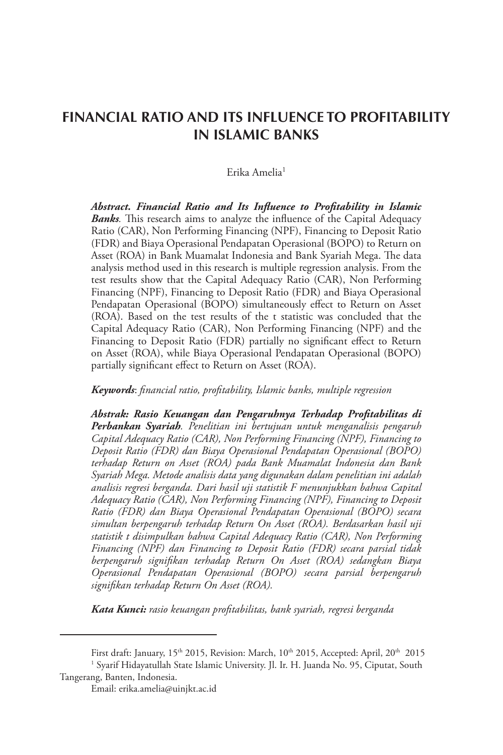# FINANCIAL RATIO AND ITS INFLUENCE TO PROFITABILITY IN ISLAMIC BANKS

Erika Amelia[1]

***Abstract. Financial Ratio and Its Influence to Profitability in Islamic Banks**.* This research aims to analyze the influence of the Capital Adequacy Ratio (CAR), Non Performing Financing (NPF), Financing to Deposit Ratio (FDR) and Biaya Operasional Pendapatan Operasional (BOPO) to Return on Asset (ROA) in Bank Muamalat Indonesia and Bank Syariah Mega. The data analysis method used in this research is multiple regression analysis. From the test results show that the Capital Adequacy Ratio (CAR), Non Performing Financing (NPF), Financing to Deposit Ratio (FDR) and Biaya Operasional Pendapatan Operasional (BOPO) simultaneously effect to Return on Asset (ROA). Based on the test results of the t statistic was concluded that the Capital Adequacy Ratio (CAR), Non Performing Financing (NPF) and the Financing to Deposit Ratio (FDR) partially no significant effect to Return on Asset (ROA), while Biaya Operasional Pendapatan Operasional (BOPO) partially significant effect to Return on Asset (ROA).

***Keywords***: *financial ratio, profitability, Islamic banks, multiple regression*

***Abstrak: Rasio Keuangan dan Pengaruhnya Terhadap Profitabilitas di Perbankan Syariah**. Penelitian ini bertujuan untuk menganalisis pengaruh Capital Adequacy Ratio (CAR), Non Performing Financing (NPF), Financing to Deposit Ratio (FDR) dan Biaya Operasional Pendapatan Operasional (BOPO) terhadap Return on Asset (ROA) pada Bank Muamalat Indonesia dan Bank Syariah Mega. Metode analisis data yang digunakan dalam penelitian ini adalah analisis regresi berganda. Dari hasil uji statistik F menunjukkan bahwa Capital Adequacy Ratio (CAR), Non Performing Financing (NPF), Financing to Deposit Ratio (FDR) dan Biaya Operasional Pendapatan Operasional (BOPO) secara simultan berpengaruh terhadap Return On Asset (ROA). Berdasarkan hasil uji statistik t disimpulkan bahwa Capital Adequacy Ratio (CAR), Non Performing Financing (NPF) dan Financing to Deposit Ratio (FDR) secara parsial tidak berpengaruh signifikan terhadap Return On Asset (ROA) sedangkan Biaya Operasional Pendapatan Operasional (BOPO) secara parsial berpengaruh signifikan terhadap Return On Asset (ROA).*

***Kata Kunci:*** *rasio keuangan profitabilitas, bank syariah, regresi berganda*

---

First draft: January, 15th 2015, Revision: March, 10th 2015, Accepted: April, 20th 2015

[1] Syarif Hidayatullah State Islamic University. Jl. Ir. H. Juanda No. 95, Ciputat, South Tangerang, Banten, Indonesia.

Email: erika.amelia@uinjkt.ac.id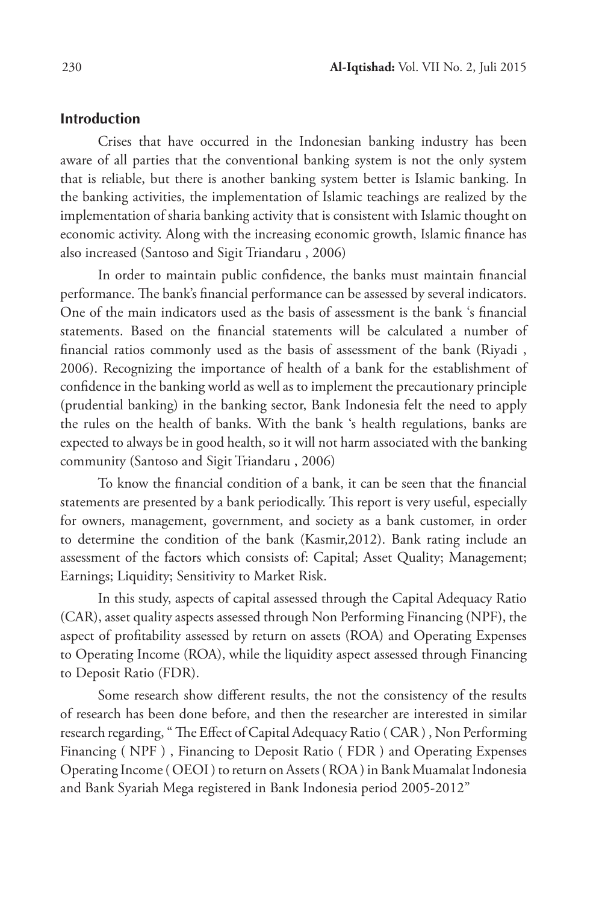## Introduction

Crises that have occurred in the Indonesian banking industry has been aware of all parties that the conventional banking system is not the only system that is reliable, but there is another banking system better is Islamic banking. In the banking activities, the implementation of Islamic teachings are realized by the implementation of sharia banking activity that is consistent with Islamic thought on economic activity. Along with the increasing economic growth, Islamic finance has also increased (Santoso and Sigit Triandaru , 2006)

In order to maintain public confidence, the banks must maintain financial performance. The bank's financial performance can be assessed by several indicators. One of the main indicators used as the basis of assessment is the bank 's financial statements. Based on the financial statements will be calculated a number of financial ratios commonly used as the basis of assessment of the bank (Riyadi , 2006). Recognizing the importance of health of a bank for the establishment of confidence in the banking world as well as to implement the precautionary principle (prudential banking) in the banking sector, Bank Indonesia felt the need to apply the rules on the health of banks. With the bank 's health regulations, banks are expected to always be in good health, so it will not harm associated with the banking community (Santoso and Sigit Triandaru , 2006)

To know the financial condition of a bank, it can be seen that the financial statements are presented by a bank periodically. This report is very useful, especially for owners, management, government, and society as a bank customer, in order to determine the condition of the bank (Kasmir,2012). Bank rating include an assessment of the factors which consists of: Capital; Asset Quality; Management; Earnings; Liquidity; Sensitivity to Market Risk.

In this study, aspects of capital assessed through the Capital Adequacy Ratio (CAR), asset quality aspects assessed through Non Performing Financing (NPF), the aspect of profitability assessed by return on assets (ROA) and Operating Expenses to Operating Income (ROA), while the liquidity aspect assessed through Financing to Deposit Ratio (FDR).

Some research show different results, the not the consistency of the results of research has been done before, and then the researcher are interested in similar research regarding, " The Effect of Capital Adequacy Ratio ( CAR ) , Non Performing Financing ( NPF ) , Financing to Deposit Ratio ( FDR ) and Operating Expenses Operating Income ( OEOI ) to return on Assets ( ROA ) in Bank Muamalat Indonesia and Bank Syariah Mega registered in Bank Indonesia period 2005-2012"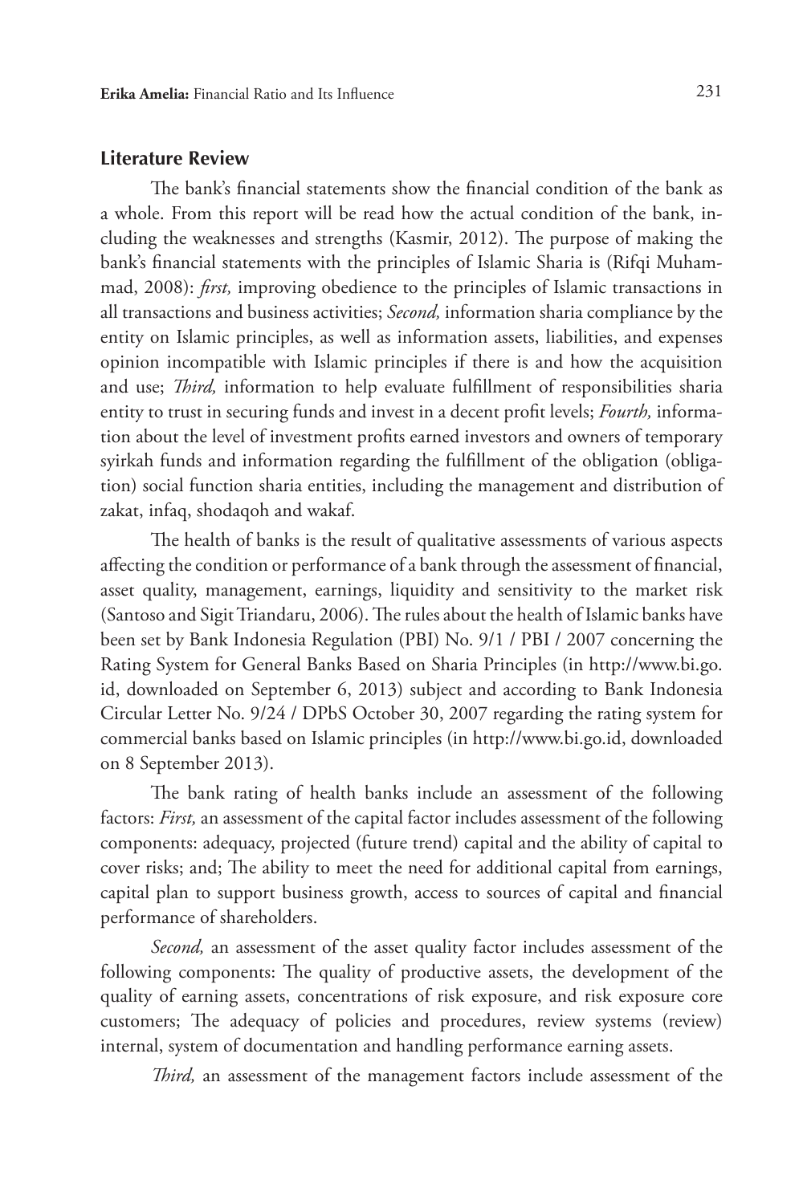## Literature Review

The bank's financial statements show the financial condition of the bank as a whole. From this report will be read how the actual condition of the bank, including the weaknesses and strengths (Kasmir, 2012). The purpose of making the bank's financial statements with the principles of Islamic Sharia is (Rifqi Muhammad, 2008): *first,* improving obedience to the principles of Islamic transactions in all transactions and business activities; *Second,* information sharia compliance by the entity on Islamic principles, as well as information assets, liabilities, and expenses opinion incompatible with Islamic principles if there is and how the acquisition and use; *Third,* information to help evaluate fulfillment of responsibilities sharia entity to trust in securing funds and invest in a decent profit levels; *Fourth,* information about the level of investment profits earned investors and owners of temporary syirkah funds and information regarding the fulfillment of the obligation (obligation) social function sharia entities, including the management and distribution of zakat, infaq, shodaqoh and wakaf.

The health of banks is the result of qualitative assessments of various aspects affecting the condition or performance of a bank through the assessment of financial, asset quality, management, earnings, liquidity and sensitivity to the market risk (Santoso and Sigit Triandaru, 2006). The rules about the health of Islamic banks have been set by Bank Indonesia Regulation (PBI) No. 9/1 / PBI / 2007 concerning the Rating System for General Banks Based on Sharia Principles (in http://www.bi.go.id, downloaded on September 6, 2013) subject and according to Bank Indonesia Circular Letter No. 9/24 / DPbS October 30, 2007 regarding the rating system for commercial banks based on Islamic principles (in http://www.bi.go.id, downloaded on 8 September 2013).

The bank rating of health banks include an assessment of the following factors: *First,* an assessment of the capital factor includes assessment of the following components: adequacy, projected (future trend) capital and the ability of capital to cover risks; and; The ability to meet the need for additional capital from earnings, capital plan to support business growth, access to sources of capital and financial performance of shareholders.

*Second,* an assessment of the asset quality factor includes assessment of the following components: The quality of productive assets, the development of the quality of earning assets, concentrations of risk exposure, and risk exposure core customers; The adequacy of policies and procedures, review systems (review) internal, system of documentation and handling performance earning assets.

*Third,* an assessment of the management factors include assessment of the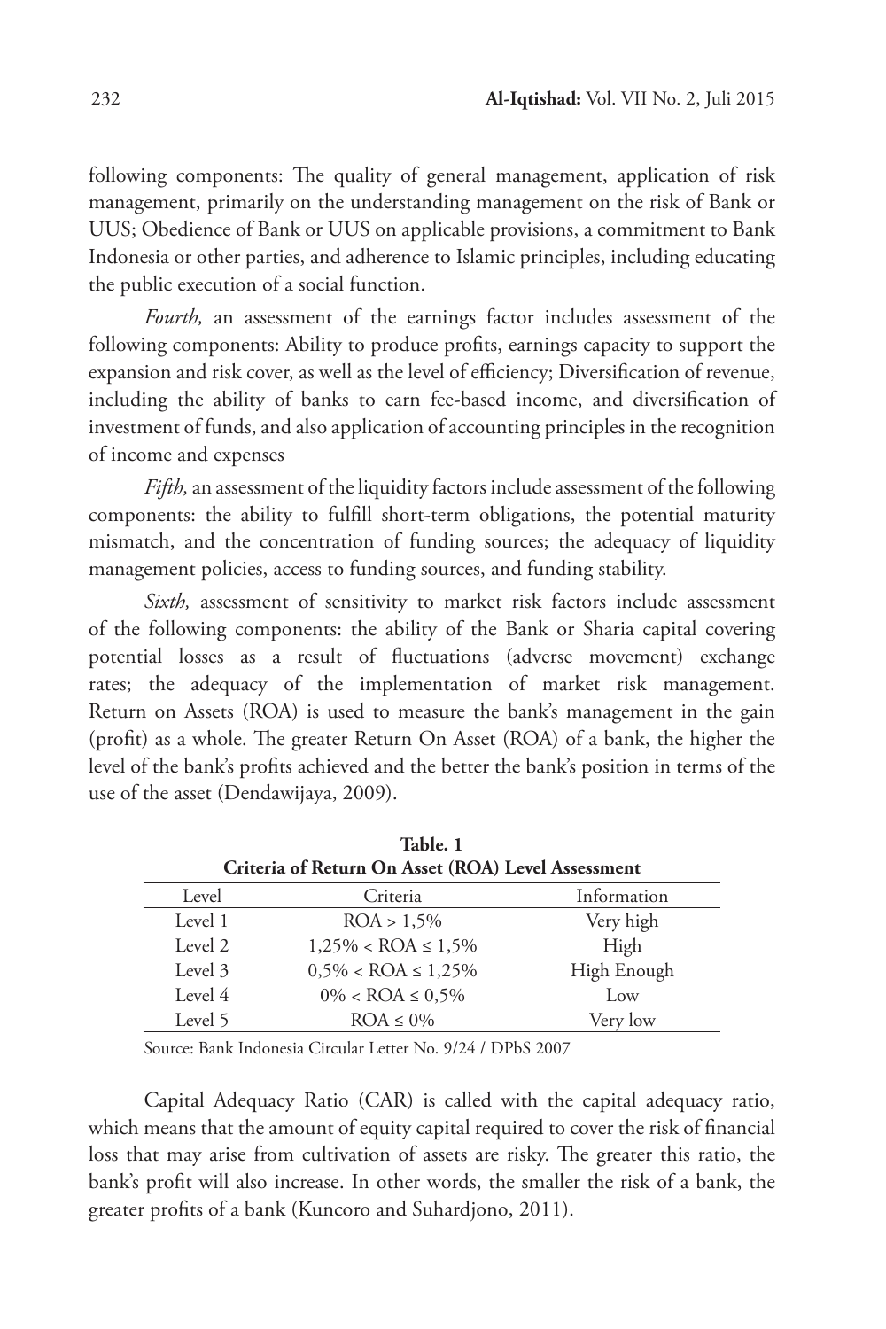following components: The quality of general management, application of risk management, primarily on the understanding management on the risk of Bank or UUS; Obedience of Bank or UUS on applicable provisions, a commitment to Bank Indonesia or other parties, and adherence to Islamic principles, including educating the public execution of a social function.

*Fourth,* an assessment of the earnings factor includes assessment of the following components: Ability to produce profits, earnings capacity to support the expansion and risk cover, as well as the level of efficiency; Diversification of revenue, including the ability of banks to earn fee-based income, and diversification of investment of funds, and also application of accounting principles in the recognition of income and expenses

*Fifth,* an assessment of the liquidity factors include assessment of the following components: the ability to fulfill short-term obligations, the potential maturity mismatch, and the concentration of funding sources; the adequacy of liquidity management policies, access to funding sources, and funding stability.

*Sixth,* assessment of sensitivity to market risk factors include assessment of the following components: the ability of the Bank or Sharia capital covering potential losses as a result of fluctuations (adverse movement) exchange rates; the adequacy of the implementation of market risk management. Return on Assets (ROA) is used to measure the bank's management in the gain (profit) as a whole. The greater Return On Asset (ROA) of a bank, the higher the level of the bank's profits achieved and the better the bank's position in terms of the use of the asset (Dendawijaya, 2009).

**Table. 1**
**Criteria of Return On Asset (ROA) Level Assessment**

| Level | Criteria | Information |
|---|---|---|
| Level 1 | ROA > 1,5% | Very high |
| Level 2 | 1,25% < ROA ≤ 1,5% | High |
| Level 3 | 0,5% < ROA ≤ 1,25% | High Enough |
| Level 4 | 0% < ROA ≤ 0,5% | Low |
| Level 5 | ROA ≤ 0% | Very low |

Source: Bank Indonesia Circular Letter No. 9/24 / DPbS 2007

Capital Adequacy Ratio (CAR) is called with the capital adequacy ratio, which means that the amount of equity capital required to cover the risk of financial loss that may arise from cultivation of assets are risky. The greater this ratio, the bank's profit will also increase. In other words, the smaller the risk of a bank, the greater profits of a bank (Kuncoro and Suhardjono, 2011).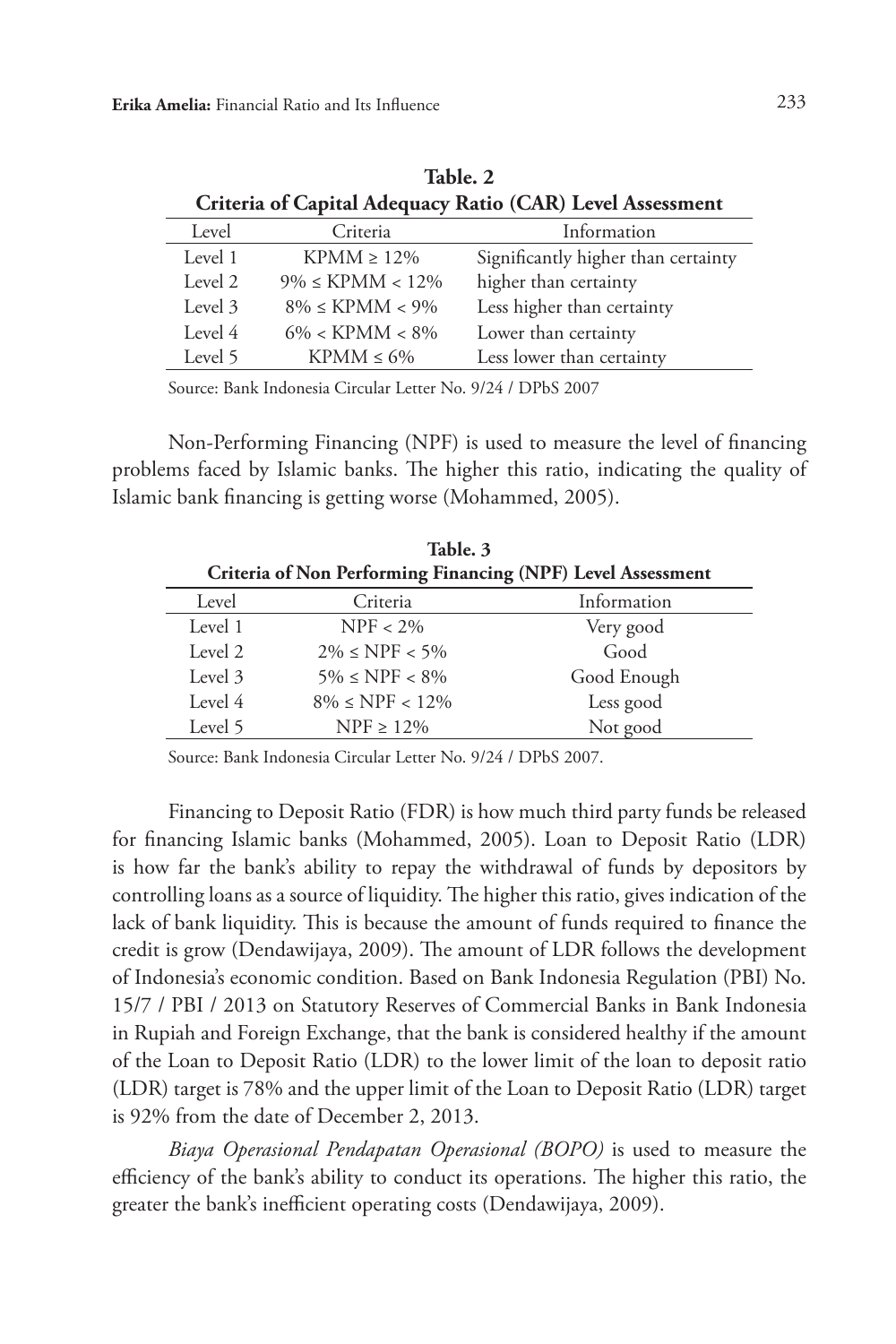**Table. 2**
**Criteria of Capital Adequacy Ratio (CAR) Level Assessment**

| Level | Criteria | Information |
|---|---|---|
| Level 1 | KPMM ≥ 12% | Significantly higher than certainty |
| Level 2 | 9% ≤ KPMM < 12% | higher than certainty |
| Level 3 | 8% ≤ KPMM < 9% | Less higher than certainty |
| Level 4 | 6% < KPMM < 8% | Lower than certainty |
| Level 5 | KPMM ≤ 6% | Less lower than certainty |

Source: Bank Indonesia Circular Letter No. 9/24 / DPbS 2007

Non-Performing Financing (NPF) is used to measure the level of financing problems faced by Islamic banks. The higher this ratio, indicating the quality of Islamic bank financing is getting worse (Mohammed, 2005).

**Table. 3**
**Criteria of Non Performing Financing (NPF) Level Assessment**

| Level | Criteria | Information |
|---|---|---|
| Level 1 | NPF < 2% | Very good |
| Level 2 | 2% ≤ NPF < 5% | Good |
| Level 3 | 5% ≤ NPF < 8% | Good Enough |
| Level 4 | 8% ≤ NPF < 12% | Less good |
| Level 5 | NPF ≥ 12% | Not good |

Source: Bank Indonesia Circular Letter No. 9/24 / DPbS 2007.

Financing to Deposit Ratio (FDR) is how much third party funds be released for financing Islamic banks (Mohammed, 2005). Loan to Deposit Ratio (LDR) is how far the bank's ability to repay the withdrawal of funds by depositors by controlling loans as a source of liquidity. The higher this ratio, gives indication of the lack of bank liquidity. This is because the amount of funds required to finance the credit is grow (Dendawijaya, 2009). The amount of LDR follows the development of Indonesia's economic condition. Based on Bank Indonesia Regulation (PBI) No. 15/7 / PBI / 2013 on Statutory Reserves of Commercial Banks in Bank Indonesia in Rupiah and Foreign Exchange, that the bank is considered healthy if the amount of the Loan to Deposit Ratio (LDR) to the lower limit of the loan to deposit ratio (LDR) target is 78% and the upper limit of the Loan to Deposit Ratio (LDR) target is 92% from the date of December 2, 2013.

*Biaya Operasional Pendapatan Operasional (BOPO)* is used to measure the efficiency of the bank's ability to conduct its operations. The higher this ratio, the greater the bank's inefficient operating costs (Dendawijaya, 2009).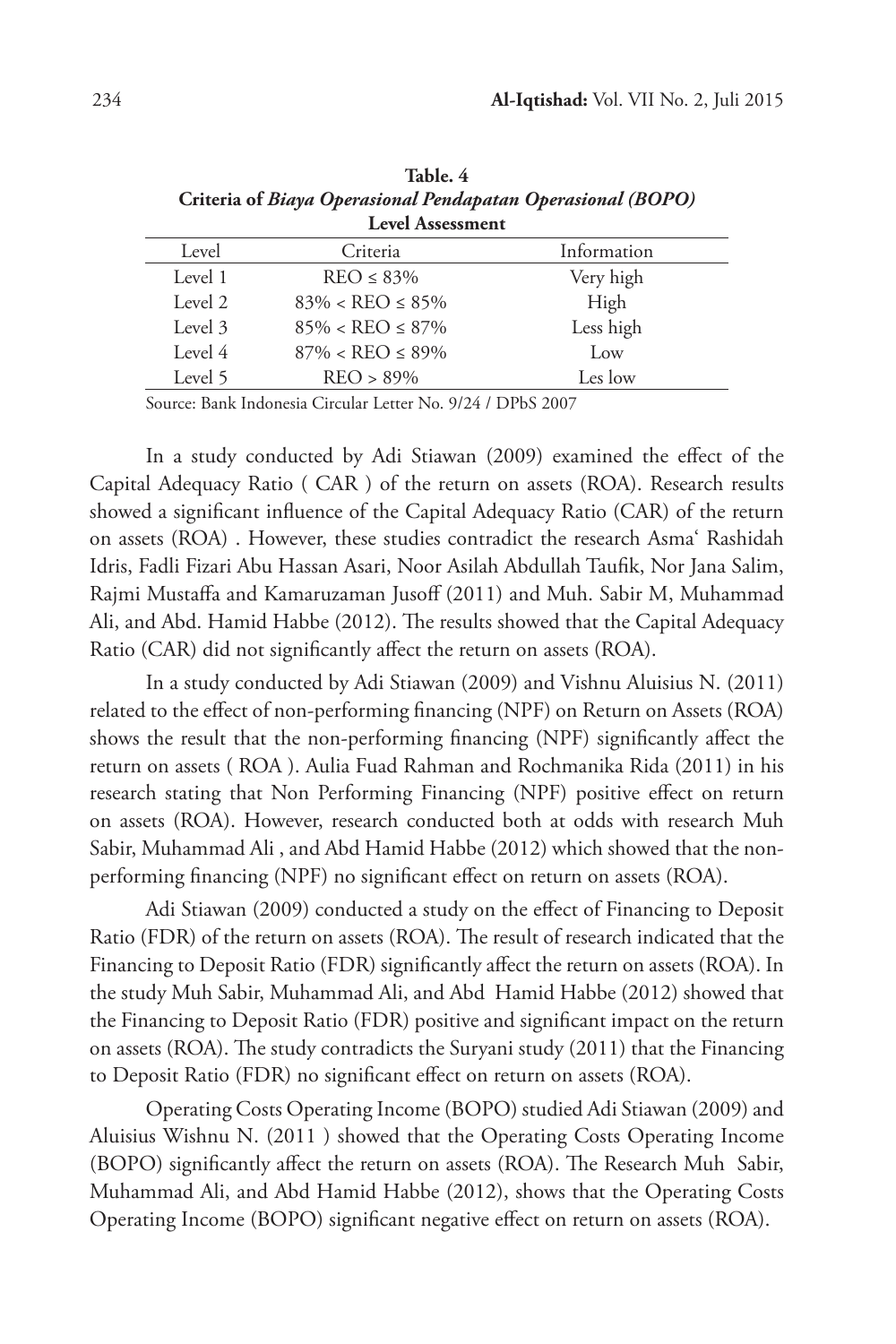**Table. 4**
**Criteria of *Biaya Operasional Pendapatan Operasional (BOPO)* Level Assessment**

| Level | Criteria | Information |
|---|---|---|
| Level 1 | REO ≤ 83% | Very high |
| Level 2 | 83% < REO ≤ 85% | High |
| Level 3 | 85% < REO ≤ 87% | Less high |
| Level 4 | 87% < REO ≤ 89% | Low |
| Level 5 | REO > 89% | Les low |

Source: Bank Indonesia Circular Letter No. 9/24 / DPbS 2007

In a study conducted by Adi Stiawan (2009) examined the effect of the Capital Adequacy Ratio ( CAR ) of the return on assets (ROA). Research results showed a significant influence of the Capital Adequacy Ratio (CAR) of the return on assets (ROA) . However, these studies contradict the research Asma' Rashidah Idris, Fadli Fizari Abu Hassan Asari, Noor Asilah Abdullah Taufik, Nor Jana Salim, Rajmi Mustaffa and Kamaruzaman Jusoff (2011) and Muh. Sabir M, Muhammad Ali, and Abd. Hamid Habbe (2012). The results showed that the Capital Adequacy Ratio (CAR) did not significantly affect the return on assets (ROA).

In a study conducted by Adi Stiawan (2009) and Vishnu Aluisius N. (2011) related to the effect of non-performing financing (NPF) on Return on Assets (ROA) shows the result that the non-performing financing (NPF) significantly affect the return on assets ( ROA ). Aulia Fuad Rahman and Rochmanika Rida (2011) in his research stating that Non Performing Financing (NPF) positive effect on return on assets (ROA). However, research conducted both at odds with research Muh Sabir, Muhammad Ali , and Abd Hamid Habbe (2012) which showed that the non-performing financing (NPF) no significant effect on return on assets (ROA).

Adi Stiawan (2009) conducted a study on the effect of Financing to Deposit Ratio (FDR) of the return on assets (ROA). The result of research indicated that the Financing to Deposit Ratio (FDR) significantly affect the return on assets (ROA). In the study Muh Sabir, Muhammad Ali, and Abd Hamid Habbe (2012) showed that the Financing to Deposit Ratio (FDR) positive and significant impact on the return on assets (ROA). The study contradicts the Suryani study (2011) that the Financing to Deposit Ratio (FDR) no significant effect on return on assets (ROA).

Operating Costs Operating Income (BOPO) studied Adi Stiawan (2009) and Aluisius Wishnu N. (2011 ) showed that the Operating Costs Operating Income (BOPO) significantly affect the return on assets (ROA). The Research Muh Sabir, Muhammad Ali, and Abd Hamid Habbe (2012), shows that the Operating Costs Operating Income (BOPO) significant negative effect on return on assets (ROA).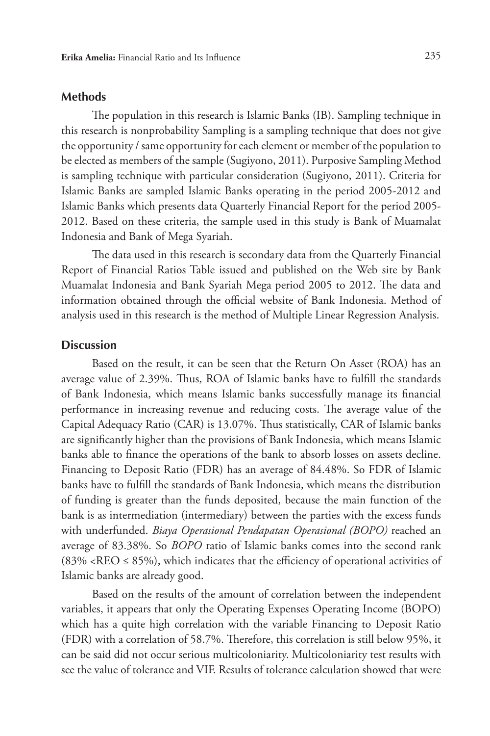## Methods

The population in this research is Islamic Banks (IB). Sampling technique in this research is nonprobability Sampling is a sampling technique that does not give the opportunity / same opportunity for each element or member of the population to be elected as members of the sample (Sugiyono, 2011). Purposive Sampling Method is sampling technique with particular consideration (Sugiyono, 2011). Criteria for Islamic Banks are sampled Islamic Banks operating in the period 2005-2012 and Islamic Banks which presents data Quarterly Financial Report for the period 2005-2012. Based on these criteria, the sample used in this study is Bank of Muamalat Indonesia and Bank of Mega Syariah.

The data used in this research is secondary data from the Quarterly Financial Report of Financial Ratios Table issued and published on the Web site by Bank Muamalat Indonesia and Bank Syariah Mega period 2005 to 2012. The data and information obtained through the official website of Bank Indonesia. Method of analysis used in this research is the method of Multiple Linear Regression Analysis.

## Discussion

Based on the result, it can be seen that the Return On Asset (ROA) has an average value of 2.39%. Thus, ROA of Islamic banks have to fulfill the standards of Bank Indonesia, which means Islamic banks successfully manage its financial performance in increasing revenue and reducing costs. The average value of the Capital Adequacy Ratio (CAR) is 13.07%. Thus statistically, CAR of Islamic banks are significantly higher than the provisions of Bank Indonesia, which means Islamic banks able to finance the operations of the bank to absorb losses on assets decline. Financing to Deposit Ratio (FDR) has an average of 84.48%. So FDR of Islamic banks have to fulfill the standards of Bank Indonesia, which means the distribution of funding is greater than the funds deposited, because the main function of the bank is as intermediation (intermediary) between the parties with the excess funds with underfunded. *Biaya Operasional Pendapatan Operasional (BOPO)* reached an average of 83.38%. So *BOPO* ratio of Islamic banks comes into the second rank (83% <REO ≤ 85%), which indicates that the efficiency of operational activities of Islamic banks are already good.

Based on the results of the amount of correlation between the independent variables, it appears that only the Operating Expenses Operating Income (BOPO) which has a quite high correlation with the variable Financing to Deposit Ratio (FDR) with a correlation of 58.7%. Therefore, this correlation is still below 95%, it can be said did not occur serious multicoloniarity. Multicoloniarity test results with see the value of tolerance and VIF. Results of tolerance calculation showed that were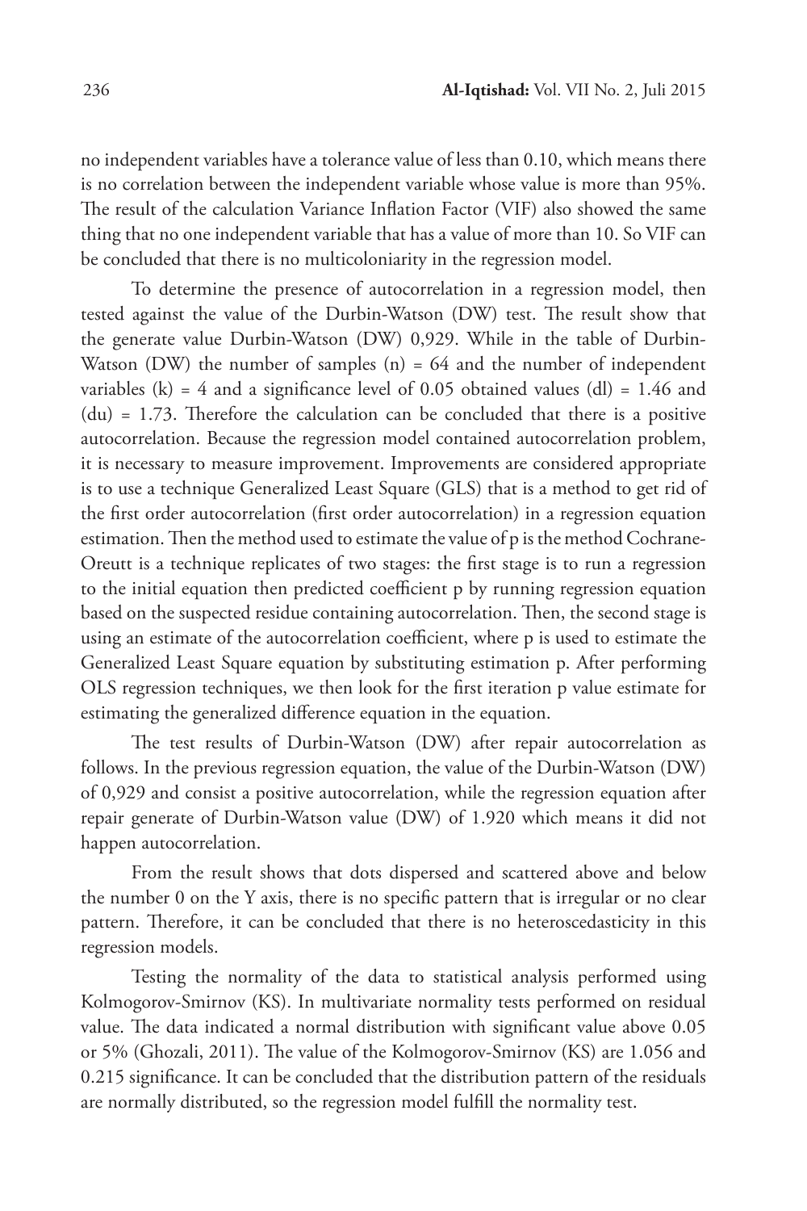no independent variables have a tolerance value of less than 0.10, which means there is no correlation between the independent variable whose value is more than 95%. The result of the calculation Variance Inflation Factor (VIF) also showed the same thing that no one independent variable that has a value of more than 10. So VIF can be concluded that there is no multicoloniarity in the regression model.

To determine the presence of autocorrelation in a regression model, then tested against the value of the Durbin-Watson (DW) test. The result show that the generate value Durbin-Watson (DW) 0,929. While in the table of Durbin-Watson (DW) the number of samples (n) = 64 and the number of independent variables (k) = 4 and a significance level of 0.05 obtained values (dl) = 1.46 and (du) = 1.73. Therefore the calculation can be concluded that there is a positive autocorrelation. Because the regression model contained autocorrelation problem, it is necessary to measure improvement. Improvements are considered appropriate is to use a technique Generalized Least Square (GLS) that is a method to get rid of the first order autocorrelation (first order autocorrelation) in a regression equation estimation. Then the method used to estimate the value of p is the method Cochrane-Oreutt is a technique replicates of two stages: the first stage is to run a regression to the initial equation then predicted coefficient p by running regression equation based on the suspected residue containing autocorrelation. Then, the second stage is using an estimate of the autocorrelation coefficient, where p is used to estimate the Generalized Least Square equation by substituting estimation p. After performing OLS regression techniques, we then look for the first iteration p value estimate for estimating the generalized difference equation in the equation.

The test results of Durbin-Watson (DW) after repair autocorrelation as follows. In the previous regression equation, the value of the Durbin-Watson (DW) of 0,929 and consist a positive autocorrelation, while the regression equation after repair generate of Durbin-Watson value (DW) of 1.920 which means it did not happen autocorrelation.

From the result shows that dots dispersed and scattered above and below the number 0 on the Y axis, there is no specific pattern that is irregular or no clear pattern. Therefore, it can be concluded that there is no heteroscedasticity in this regression models.

Testing the normality of the data to statistical analysis performed using Kolmogorov-Smirnov (KS). In multivariate normality tests performed on residual value. The data indicated a normal distribution with significant value above 0.05 or 5% (Ghozali, 2011). The value of the Kolmogorov-Smirnov (KS) are 1.056 and 0.215 significance. It can be concluded that the distribution pattern of the residuals are normally distributed, so the regression model fulfill the normality test.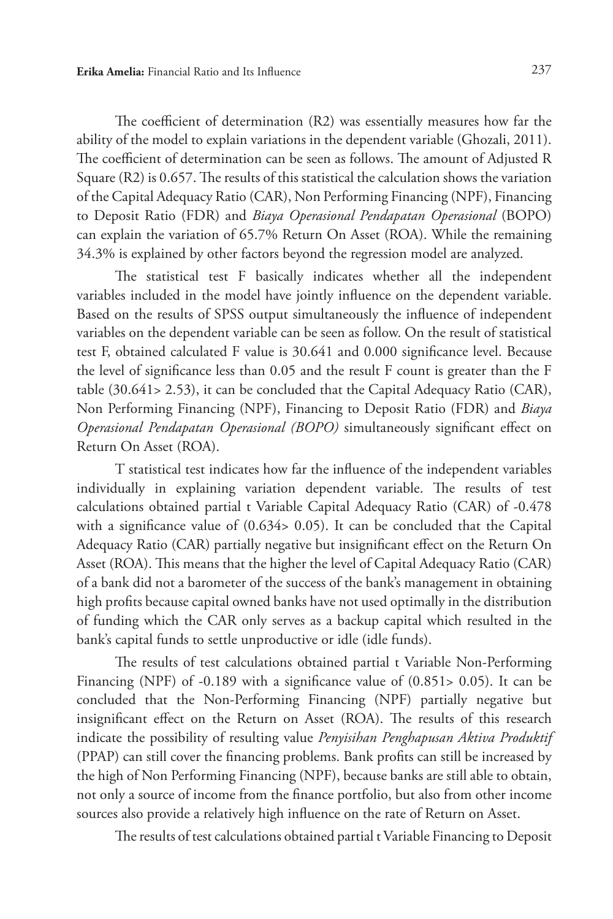The coefficient of determination (R2) was essentially measures how far the ability of the model to explain variations in the dependent variable (Ghozali, 2011). The coefficient of determination can be seen as follows. The amount of Adjusted R Square (R2) is 0.657. The results of this statistical the calculation shows the variation of the Capital Adequacy Ratio (CAR), Non Performing Financing (NPF), Financing to Deposit Ratio (FDR) and *Biaya Operasional Pendapatan Operasional* (BOPO) can explain the variation of 65.7% Return On Asset (ROA). While the remaining 34.3% is explained by other factors beyond the regression model are analyzed.

The statistical test F basically indicates whether all the independent variables included in the model have jointly influence on the dependent variable. Based on the results of SPSS output simultaneously the influence of independent variables on the dependent variable can be seen as follow. On the result of statistical test F, obtained calculated F value is 30.641 and 0.000 significance level. Because the level of significance less than 0.05 and the result F count is greater than the F table (30.641> 2.53), it can be concluded that the Capital Adequacy Ratio (CAR), Non Performing Financing (NPF), Financing to Deposit Ratio (FDR) and *Biaya Operasional Pendapatan Operasional (BOPO)* simultaneously significant effect on Return On Asset (ROA).

T statistical test indicates how far the influence of the independent variables individually in explaining variation dependent variable. The results of test calculations obtained partial t Variable Capital Adequacy Ratio (CAR) of -0.478 with a significance value of (0.634> 0.05). It can be concluded that the Capital Adequacy Ratio (CAR) partially negative but insignificant effect on the Return On Asset (ROA). This means that the higher the level of Capital Adequacy Ratio (CAR) of a bank did not a barometer of the success of the bank's management in obtaining high profits because capital owned banks have not used optimally in the distribution of funding which the CAR only serves as a backup capital which resulted in the bank's capital funds to settle unproductive or idle (idle funds).

The results of test calculations obtained partial t Variable Non-Performing Financing (NPF) of -0.189 with a significance value of (0.851> 0.05). It can be concluded that the Non-Performing Financing (NPF) partially negative but insignificant effect on the Return on Asset (ROA). The results of this research indicate the possibility of resulting value *Penyisihan Penghapusan Aktiva Produktif* (PPAP) can still cover the financing problems. Bank profits can still be increased by the high of Non Performing Financing (NPF), because banks are still able to obtain, not only a source of income from the finance portfolio, but also from other income sources also provide a relatively high influence on the rate of Return on Asset.

The results of test calculations obtained partial t Variable Financing to Deposit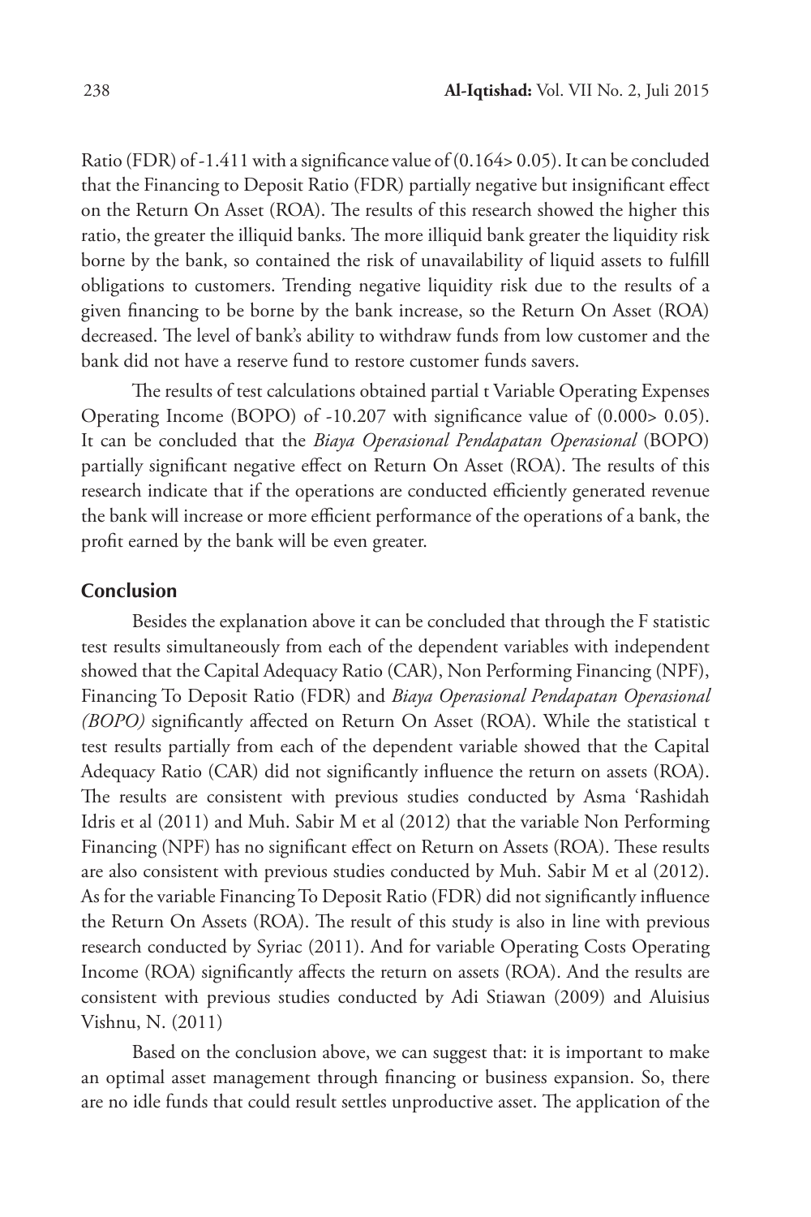Ratio (FDR) of -1.411 with a significance value of (0.164> 0.05). It can be concluded that the Financing to Deposit Ratio (FDR) partially negative but insignificant effect on the Return On Asset (ROA). The results of this research showed the higher this ratio, the greater the illiquid banks. The more illiquid bank greater the liquidity risk borne by the bank, so contained the risk of unavailability of liquid assets to fulfill obligations to customers. Trending negative liquidity risk due to the results of a given financing to be borne by the bank increase, so the Return On Asset (ROA) decreased. The level of bank's ability to withdraw funds from low customer and the bank did not have a reserve fund to restore customer funds savers.

The results of test calculations obtained partial t Variable Operating Expenses Operating Income (BOPO) of -10.207 with significance value of (0.000> 0.05). It can be concluded that the *Biaya Operasional Pendapatan Operasional* (BOPO) partially significant negative effect on Return On Asset (ROA). The results of this research indicate that if the operations are conducted efficiently generated revenue the bank will increase or more efficient performance of the operations of a bank, the profit earned by the bank will be even greater.

## Conclusion

Besides the explanation above it can be concluded that through the F statistic test results simultaneously from each of the dependent variables with independent showed that the Capital Adequacy Ratio (CAR), Non Performing Financing (NPF), Financing To Deposit Ratio (FDR) and *Biaya Operasional Pendapatan Operasional (BOPO)* significantly affected on Return On Asset (ROA). While the statistical t test results partially from each of the dependent variable showed that the Capital Adequacy Ratio (CAR) did not significantly influence the return on assets (ROA). The results are consistent with previous studies conducted by Asma 'Rashidah Idris et al (2011) and Muh. Sabir M et al (2012) that the variable Non Performing Financing (NPF) has no significant effect on Return on Assets (ROA). These results are also consistent with previous studies conducted by Muh. Sabir M et al (2012). As for the variable Financing To Deposit Ratio (FDR) did not significantly influence the Return On Assets (ROA). The result of this study is also in line with previous research conducted by Syriac (2011). And for variable Operating Costs Operating Income (ROA) significantly affects the return on assets (ROA). And the results are consistent with previous studies conducted by Adi Stiawan (2009) and Aluisius Vishnu, N. (2011)

Based on the conclusion above, we can suggest that: it is important to make an optimal asset management through financing or business expansion. So, there are no idle funds that could result settles unproductive asset. The application of the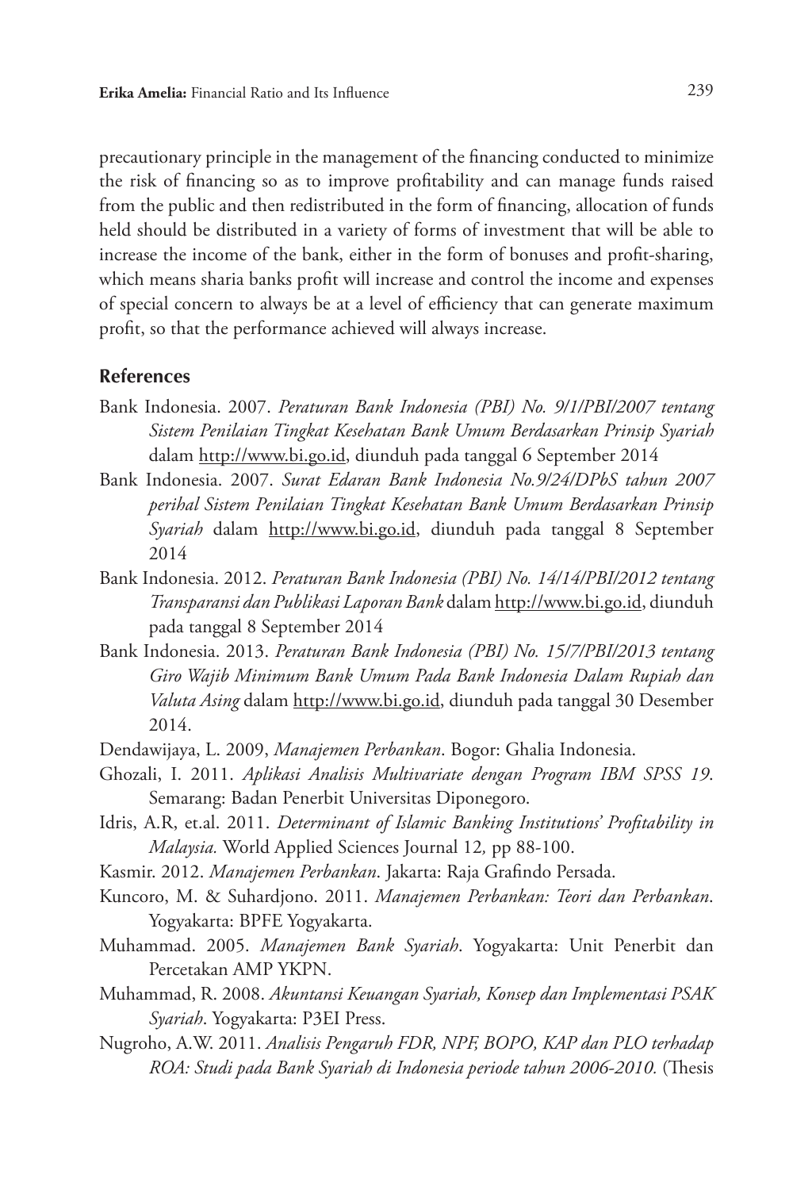precautionary principle in the management of the financing conducted to minimize the risk of financing so as to improve profitability and can manage funds raised from the public and then redistributed in the form of financing, allocation of funds held should be distributed in a variety of forms of investment that will be able to increase the income of the bank, either in the form of bonuses and profit-sharing, which means sharia banks profit will increase and control the income and expenses of special concern to always be at a level of efficiency that can generate maximum profit, so that the performance achieved will always increase.

## References

Bank Indonesia. 2007. *Peraturan Bank Indonesia (PBI) No. 9/1/PBI/2007 tentang Sistem Penilaian Tingkat Kesehatan Bank Umum Berdasarkan Prinsip Syariah* dalam http://www.bi.go.id, diunduh pada tanggal 6 September 2014

Bank Indonesia. 2007. *Surat Edaran Bank Indonesia No.9/24/DPbS tahun 2007 perihal Sistem Penilaian Tingkat Kesehatan Bank Umum Berdasarkan Prinsip Syariah* dalam http://www.bi.go.id, diunduh pada tanggal 8 September 2014

Bank Indonesia. 2012. *Peraturan Bank Indonesia (PBI) No. 14/14/PBI/2012 tentang Transparansi dan Publikasi Laporan Bank* dalam http://www.bi.go.id, diunduh pada tanggal 8 September 2014

Bank Indonesia. 2013. *Peraturan Bank Indonesia (PBI) No. 15/7/PBI/2013 tentang Giro Wajib Minimum Bank Umum Pada Bank Indonesia Dalam Rupiah dan Valuta Asing* dalam http://www.bi.go.id, diunduh pada tanggal 30 Desember 2014.

Dendawijaya, L. 2009, *Manajemen Perbankan*. Bogor: Ghalia Indonesia.

Ghozali, I. 2011. *Aplikasi Analisis Multivariate dengan Program IBM SPSS 19*. Semarang: Badan Penerbit Universitas Diponegoro.

Idris, A.R, et.al. 2011. *Determinant of Islamic Banking Institutions' Profitability in Malaysia.* World Applied Sciences Journal 12*,* pp 88-100.

Kasmir. 2012. *Manajemen Perbankan*. Jakarta: Raja Grafindo Persada.

Kuncoro, M. & Suhardjono. 2011. *Manajemen Perbankan: Teori dan Perbankan*. Yogyakarta: BPFE Yogyakarta.

Muhammad. 2005. *Manajemen Bank Syariah*. Yogyakarta: Unit Penerbit dan Percetakan AMP YKPN.

Muhammad, R. 2008. *Akuntansi Keuangan Syariah, Konsep dan Implementasi PSAK Syariah*. Yogyakarta: P3EI Press.

Nugroho, A.W. 2011. *Analisis Pengaruh FDR, NPF, BOPO, KAP dan PLO terhadap ROA: Studi pada Bank Syariah di Indonesia periode tahun 2006-2010.* (Thesis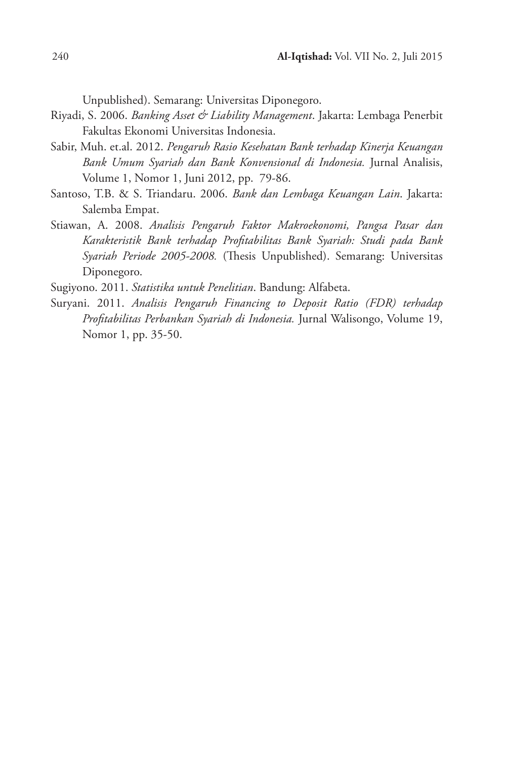Unpublished). Semarang: Universitas Diponegoro.

Riyadi, S. 2006. *Banking Asset & Liability Management*. Jakarta: Lembaga Penerbit Fakultas Ekonomi Universitas Indonesia.

Sabir, Muh. et.al. 2012. *Pengaruh Rasio Kesehatan Bank terhadap Kinerja Keuangan Bank Umum Syariah dan Bank Konvensional di Indonesia.* Jurnal Analisis, Volume 1, Nomor 1, Juni 2012, pp. 79-86.

Santoso, T.B. & S. Triandaru. 2006. *Bank dan Lembaga Keuangan Lain*. Jakarta: Salemba Empat.

Stiawan, A. 2008. *Analisis Pengaruh Faktor Makroekonomi, Pangsa Pasar dan Karakteristik Bank terhadap Profitabilitas Bank Syariah: Studi pada Bank Syariah Periode 2005-2008.* (Thesis Unpublished). Semarang: Universitas Diponegoro.

Sugiyono. 2011. *Statistika untuk Penelitian*. Bandung: Alfabeta.

Suryani. 2011. *Analisis Pengaruh Financing to Deposit Ratio (FDR) terhadap Profitabilitas Perbankan Syariah di Indonesia.* Jurnal Walisongo, Volume 19, Nomor 1, pp. 35-50.